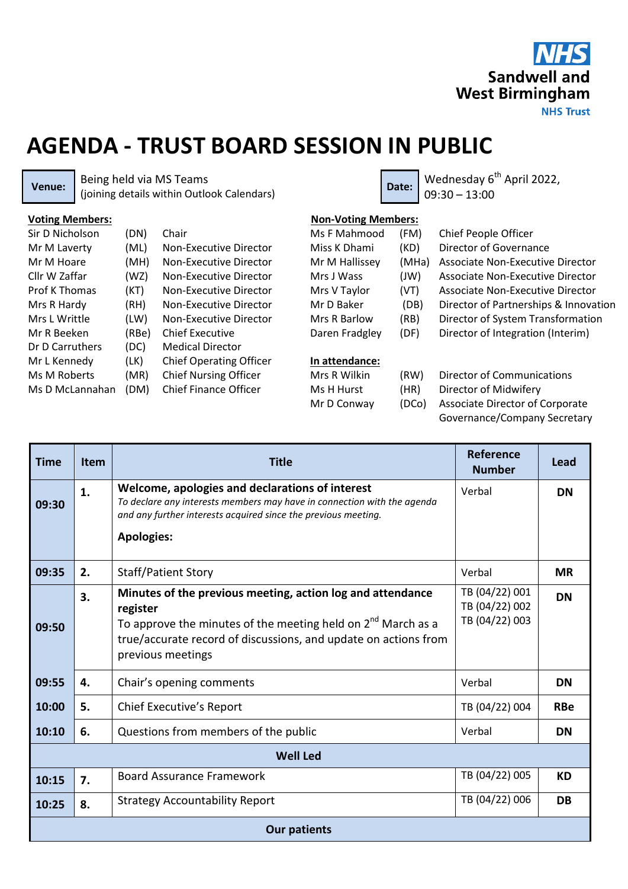NHS
**Sandwell and West Birmingham**
**NHS Trust**

# AGENDA - TRUST BOARD SESSION IN PUBLIC

**Venue:** Being held via MS Teams (joining details within Outlook Calendars)

**Date:** Wednesday 6th April 2022, 09:30 – 13:00

**Voting Members:**

| | | |
|---|---|---|
| Sir D Nicholson | (DN) | Chair |
| Mr M Laverty | (ML) | Non-Executive Director |
| Mr M Hoare | (MH) | Non-Executive Director |
| Cllr W Zaffar | (WZ) | Non-Executive Director |
| Prof K Thomas | (KT) | Non-Executive Director |
| Mrs R Hardy | (RH) | Non-Executive Director |
| Mrs L Writtle | (LW) | Non-Executive Director |
| Mr R Beeken | (RBe) | Chief Executive |
| Dr D Carruthers | (DC) | Medical Director |
| Mr L Kennedy | (LK) | Chief Operating Officer |
| Ms M Roberts | (MR) | Chief Nursing Officer |
| Ms D McLannahan | (DM) | Chief Finance Officer |

**Non-Voting Members:**

| | | |
|---|---|---|
| Ms F Mahmood | (FM) | Chief People Officer |
| Miss K Dhami | (KD) | Director of Governance |
| Mr M Hallissey | (MHa) | Associate Non-Executive Director |
| Mrs J Wass | (JW) | Associate Non-Executive Director |
| Mrs V Taylor | (VT) | Associate Non-Executive Director |
| Mr D Baker | (DB) | Director of Partnerships & Innovation |
| Mrs R Barlow | (RB) | Director of System Transformation |
| Daren Fradgley | (DF) | Director of Integration (Interim) |

**In attendance:**

| | | |
|---|---|---|
| Mrs R Wilkin | (RW) | Director of Communications |
| Ms H Hurst | (HR) | Director of Midwifery |
| Mr D Conway | (DCo) | Associate Director of Corporate Governance/Company Secretary |

| Time | Item | Title | Reference Number | Lead |
|---|---|---|---|---|
| 09:30 | 1. | **Welcome, apologies and declarations of interest**<br>*To declare any interests members may have in connection with the agenda and any further interests acquired since the previous meeting.*<br>**Apologies:** | Verbal | **DN** |
| 09:35 | 2. | Staff/Patient Story | Verbal | **MR** |
| 09:50 | 3. | **Minutes of the previous meeting, action log and attendance register**<br>To approve the minutes of the meeting held on 2nd March as a true/accurate record of discussions, and update on actions from previous meetings | TB (04/22) 001<br>TB (04/22) 002<br>TB (04/22) 003 | **DN** |
| 09:55 | 4. | Chair's opening comments | Verbal | **DN** |
| 10:00 | 5. | Chief Executive's Report | TB (04/22) 004 | **RBe** |
| 10:10 | 6. | Questions from members of the public | Verbal | **DN** |
| | | **Well Led** | | |
| 10:15 | 7. | Board Assurance Framework | TB (04/22) 005 | **KD** |
| 10:25 | 8. | Strategy Accountability Report | TB (04/22) 006 | **DB** |
| | | **Our patients** | | |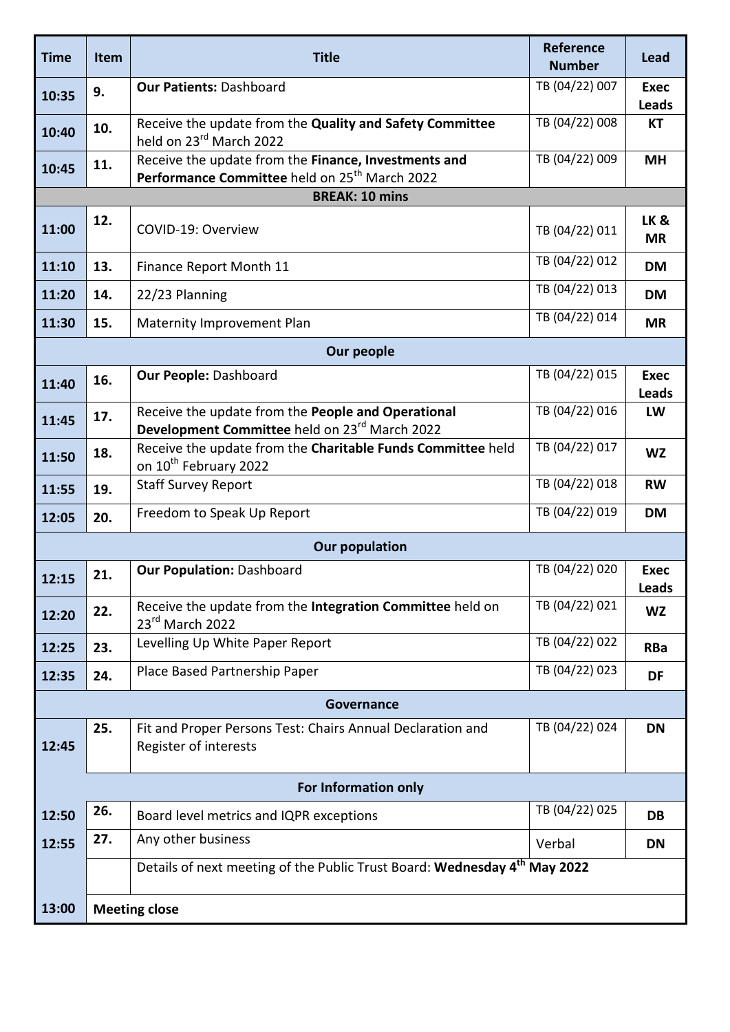| Time | Item | Title | Reference Number | Lead |
|---|---|---|---|---|
| 10:35 | 9. | **Our Patients:** Dashboard | TB (04/22) 007 | **Exec Leads** |
| 10:40 | 10. | Receive the update from the **Quality and Safety Committee** held on 23rd March 2022 | TB (04/22) 008 | **KT** |
| 10:45 | 11. | Receive the update from the **Finance, Investments and Performance Committee** held on 25th March 2022 | TB (04/22) 009 | **MH** |
| | | **BREAK: 10 mins** | | |
| 11:00 | 12. | COVID-19: Overview | TB (04/22) 011 | **LK & MR** |
| 11:10 | 13. | Finance Report Month 11 | TB (04/22) 012 | **DM** |
| 11:20 | 14. | 22/23 Planning | TB (04/22) 013 | **DM** |
| 11:30 | 15. | Maternity Improvement Plan | TB (04/22) 014 | **MR** |
| | | **Our people** | | |
| 11:40 | 16. | **Our People:** Dashboard | TB (04/22) 015 | **Exec Leads** |
| 11:45 | 17. | Receive the update from the **People and Operational Development Committee** held on 23rd March 2022 | TB (04/22) 016 | **LW** |
| 11:50 | 18. | Receive the update from the **Charitable Funds Committee** held on 10th February 2022 | TB (04/22) 017 | **WZ** |
| 11:55 | 19. | Staff Survey Report | TB (04/22) 018 | **RW** |
| 12:05 | 20. | Freedom to Speak Up Report | TB (04/22) 019 | **DM** |
| | | **Our population** | | |
| 12:15 | 21. | **Our Population:** Dashboard | TB (04/22) 020 | **Exec Leads** |
| 12:20 | 22. | Receive the update from the **Integration Committee** held on 23rd March 2022 | TB (04/22) 021 | **WZ** |
| 12:25 | 23. | Levelling Up White Paper Report | TB (04/22) 022 | **RBa** |
| 12:35 | 24. | Place Based Partnership Paper | TB (04/22) 023 | **DF** |
| | | **Governance** | | |
| 12:45 | 25. | Fit and Proper Persons Test: Chairs Annual Declaration and Register of interests | TB (04/22) 024 | **DN** |
| | | **For Information only** | | |
| 12:50 | 26. | Board level metrics and IQPR exceptions | TB (04/22) 025 | **DB** |
| 12:55 | 27. | Any other business | Verbal | **DN** |
| | | Details of next meeting of the Public Trust Board: **Wednesday 4th May 2022** | | |
| 13:00 | **Meeting close** | | | |